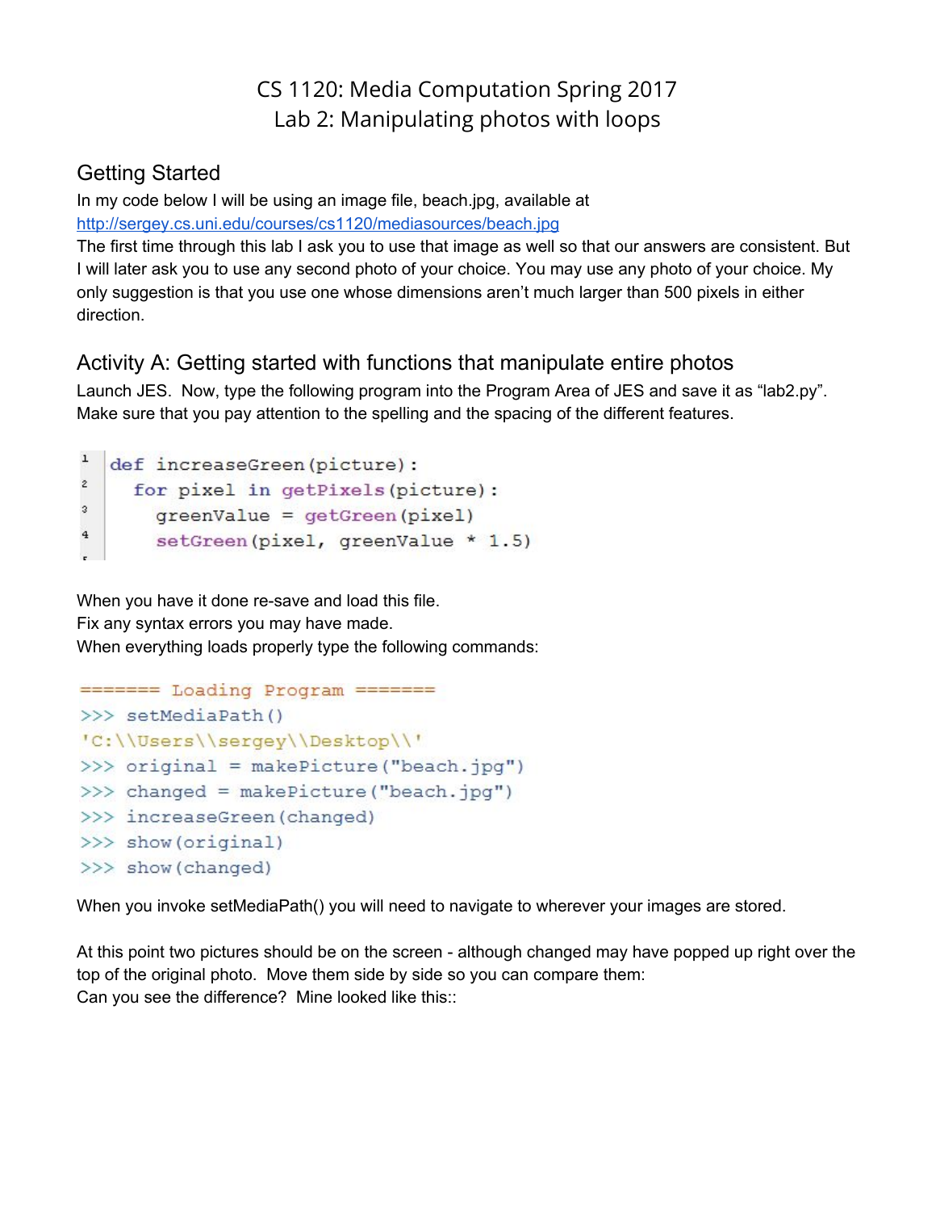# CS 1120: Media Computation Spring 2017
# Lab 2: Manipulating photos with loops

## Getting Started

In my code below I will be using an image file, beach.jpg, available at
[http://sergey.cs.uni.edu/courses/cs1120/mediasources/beach.jpg](http://sergey.cs.uni.edu/courses/cs1120/mediasources/beach.jpg)
The first time through this lab I ask you to use that image as well so that our answers are consistent. But I will later ask you to use any second photo of your choice. You may use any photo of your choice. My only suggestion is that you use one whose dimensions aren't much larger than 500 pixels in either direction.

## Activity A: Getting started with functions that manipulate entire photos

Launch JES. Now, type the following program into the Program Area of JES and save it as "lab2.py". Make sure that you pay attention to the spelling and the spacing of the different features.

```
def increaseGreen(picture):
  for pixel in getPixels(picture):
    greenValue = getGreen(pixel)
    setGreen(pixel, greenValue * 1.5)
```

When you have it done re-save and load this file.
Fix any syntax errors you may have made.
When everything loads properly type the following commands:

```
======= Loading Program =======
>>> setMediaPath()
'C:\\Users\\sergey\\Desktop\\'
>>> original = makePicture("beach.jpg")
>>> changed = makePicture("beach.jpg")
>>> increaseGreen(changed)
>>> show(original)
>>> show(changed)
```

When you invoke setMediaPath() you will need to navigate to wherever your images are stored.

At this point two pictures should be on the screen - although changed may have popped up right over the top of the original photo. Move them side by side so you can compare them:
Can you see the difference? Mine looked like this::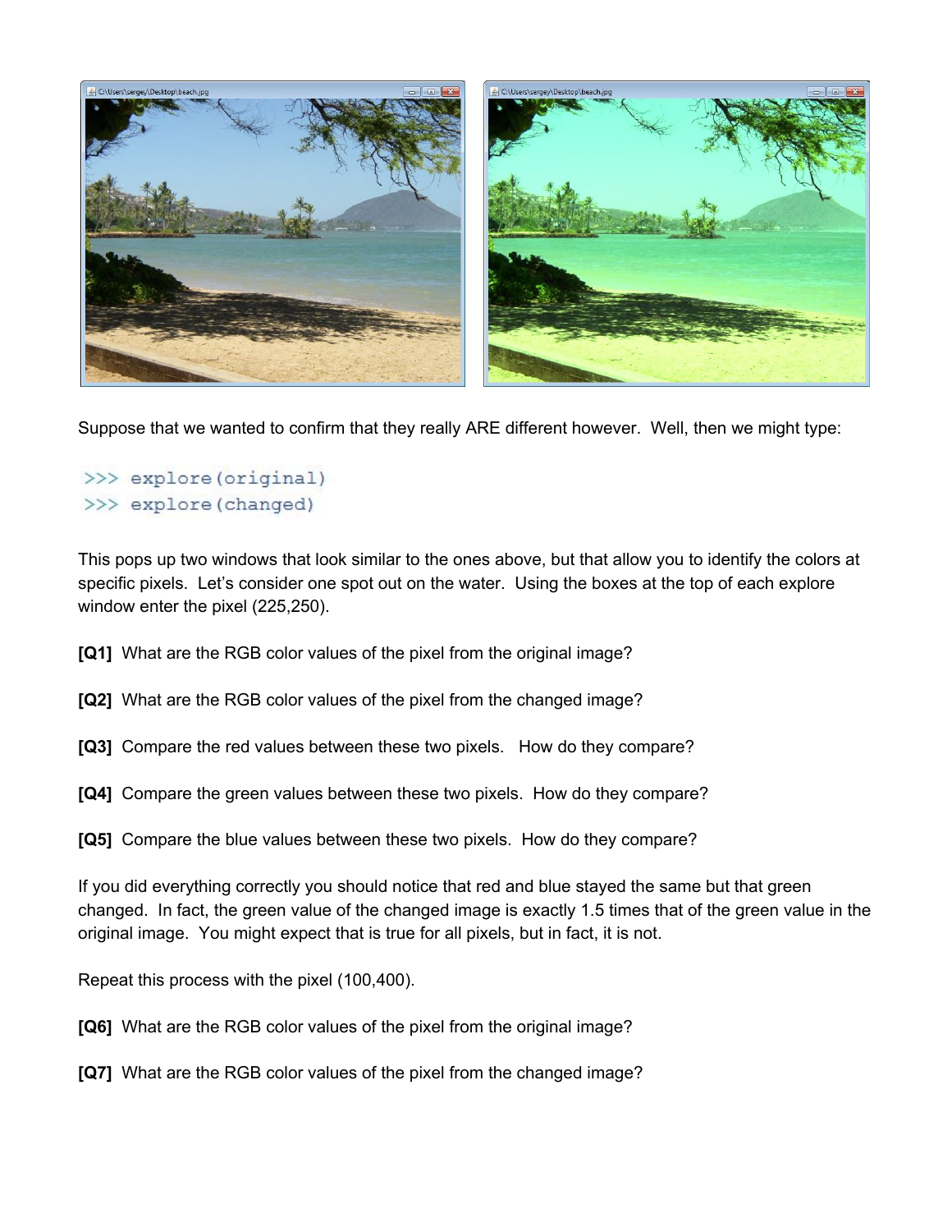Suppose that we wanted to confirm that they really ARE different however. Well, then we might type:

```
>>> explore(original)
>>> explore(changed)
```

This pops up two windows that look similar to the ones above, but that allow you to identify the colors at specific pixels. Let's consider one spot out on the water. Using the boxes at the top of each explore window enter the pixel (225,250).

**[Q1]** What are the RGB color values of the pixel from the original image?

**[Q2]** What are the RGB color values of the pixel from the changed image?

**[Q3]** Compare the red values between these two pixels. How do they compare?

**[Q4]** Compare the green values between these two pixels. How do they compare?

**[Q5]** Compare the blue values between these two pixels. How do they compare?

If you did everything correctly you should notice that red and blue stayed the same but that green changed. In fact, the green value of the changed image is exactly 1.5 times that of the green value in the original image. You might expect that is true for all pixels, but in fact, it is not.

Repeat this process with the pixel (100,400).

**[Q6]** What are the RGB color values of the pixel from the original image?

**[Q7]** What are the RGB color values of the pixel from the changed image?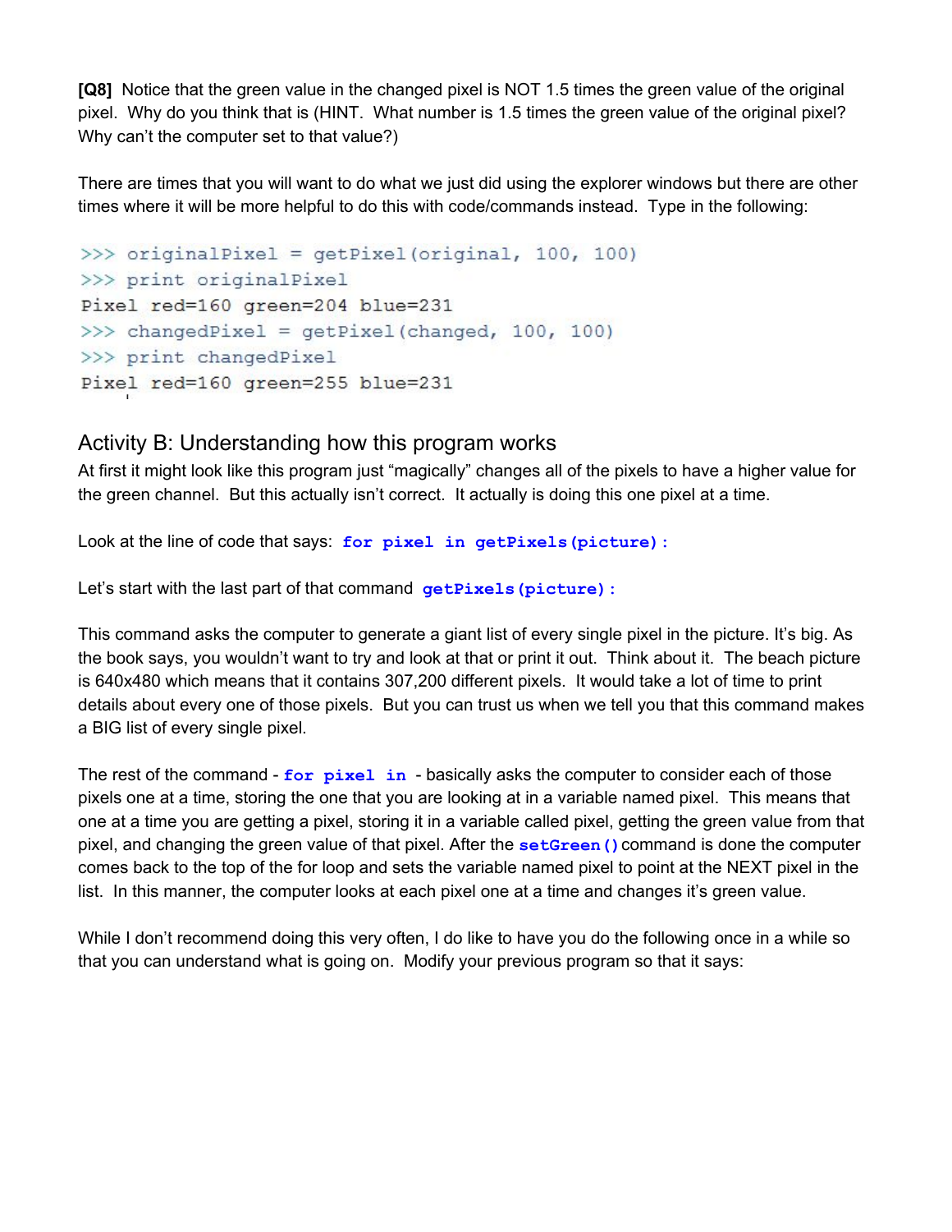**[Q8]** Notice that the green value in the changed pixel is NOT 1.5 times the green value of the original pixel. Why do you think that is (HINT. What number is 1.5 times the green value of the original pixel? Why can't the computer set to that value?)

There are times that you will want to do what we just did using the explorer windows but there are other times where it will be more helpful to do this with code/commands instead. Type in the following:

```
>>> originalPixel = getPixel(original, 100, 100)
>>> print originalPixel
Pixel red=160 green=204 blue=231
>>> changedPixel = getPixel(changed, 100, 100)
>>> print changedPixel
Pixel red=160 green=255 blue=231
```

## Activity B: Understanding how this program works

At first it might look like this program just "magically" changes all of the pixels to have a higher value for the green channel. But this actually isn't correct. It actually is doing this one pixel at a time.

Look at the line of code that says: `for pixel in getPixels(picture):`

Let's start with the last part of that command `getPixels(picture):`

This command asks the computer to generate a giant list of every single pixel in the picture. It's big. As the book says, you wouldn't want to try and look at that or print it out. Think about it. The beach picture is 640x480 which means that it contains 307,200 different pixels. It would take a lot of time to print details about every one of those pixels. But you can trust us when we tell you that this command makes a BIG list of every single pixel.

The rest of the command - `for pixel in` - basically asks the computer to consider each of those pixels one at a time, storing the one that you are looking at in a variable named pixel. This means that one at a time you are getting a pixel, storing it in a variable called pixel, getting the green value from that pixel, and changing the green value of that pixel. After the `setGreen()` command is done the computer comes back to the top of the for loop and sets the variable named pixel to point at the NEXT pixel in the list. In this manner, the computer looks at each pixel one at a time and changes it's green value.

While I don't recommend doing this very often, I do like to have you do the following once in a while so that you can understand what is going on. Modify your previous program so that it says: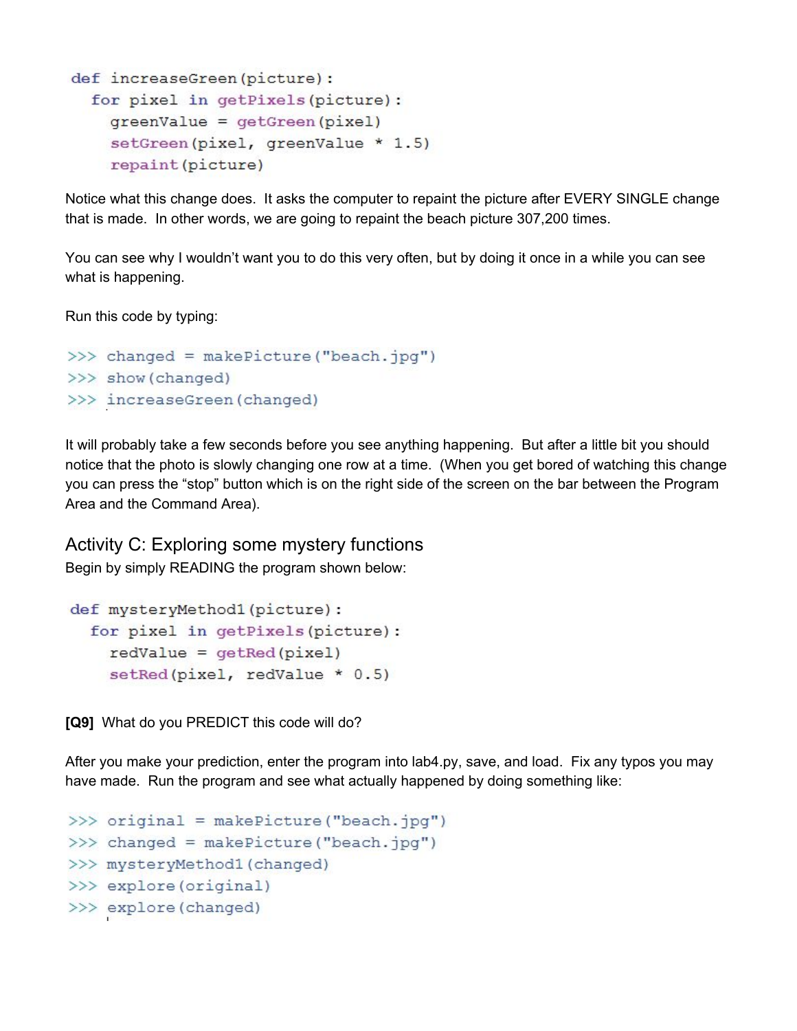```
def increaseGreen(picture):
  for pixel in getPixels(picture):
    greenValue = getGreen(pixel)
    setGreen(pixel, greenValue * 1.5)
    repaint(picture)
```

Notice what this change does. It asks the computer to repaint the picture after EVERY SINGLE change that is made. In other words, we are going to repaint the beach picture 307,200 times.

You can see why I wouldn't want you to do this very often, but by doing it once in a while you can see what is happening.

Run this code by typing:

```
>>> changed = makePicture("beach.jpg")
>>> show(changed)
>>> increaseGreen(changed)
```

It will probably take a few seconds before you see anything happening. But after a little bit you should notice that the photo is slowly changing one row at a time. (When you get bored of watching this change you can press the "stop" button which is on the right side of the screen on the bar between the Program Area and the Command Area).

## Activity C: Exploring some mystery functions

Begin by simply READING the program shown below:

```
def mysteryMethod1(picture):
  for pixel in getPixels(picture):
    redValue = getRed(pixel)
    setRed(pixel, redValue * 0.5)
```

**[Q9]** What do you PREDICT this code will do?

After you make your prediction, enter the program into lab4.py, save, and load. Fix any typos you may have made. Run the program and see what actually happened by doing something like:

```
>>> original = makePicture("beach.jpg")
>>> changed = makePicture("beach.jpg")
>>> mysteryMethod1(changed)
>>> explore(original)
>>> explore(changed)
```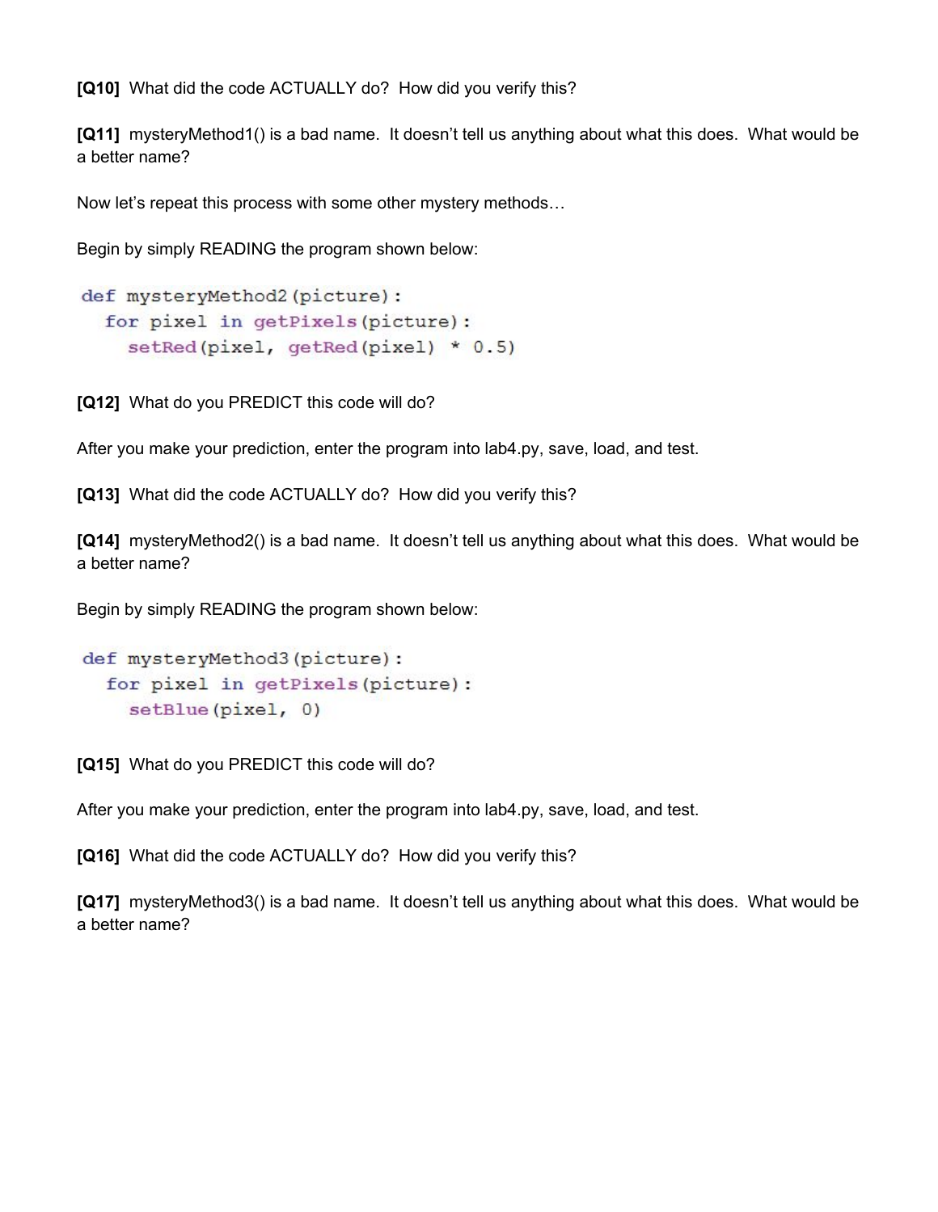**[Q10]** What did the code ACTUALLY do? How did you verify this?

**[Q11]** mysteryMethod1() is a bad name. It doesn't tell us anything about what this does. What would be a better name?

Now let's repeat this process with some other mystery methods…

Begin by simply READING the program shown below:

```
def mysteryMethod2(picture):
  for pixel in getPixels(picture):
    setRed(pixel, getRed(pixel) * 0.5)
```

**[Q12]** What do you PREDICT this code will do?

After you make your prediction, enter the program into lab4.py, save, load, and test.

**[Q13]** What did the code ACTUALLY do? How did you verify this?

**[Q14]** mysteryMethod2() is a bad name. It doesn't tell us anything about what this does. What would be a better name?

Begin by simply READING the program shown below:

```
def mysteryMethod3(picture):
  for pixel in getPixels(picture):
    setBlue(pixel, 0)
```

**[Q15]** What do you PREDICT this code will do?

After you make your prediction, enter the program into lab4.py, save, load, and test.

**[Q16]** What did the code ACTUALLY do? How did you verify this?

**[Q17]** mysteryMethod3() is a bad name. It doesn't tell us anything about what this does. What would be a better name?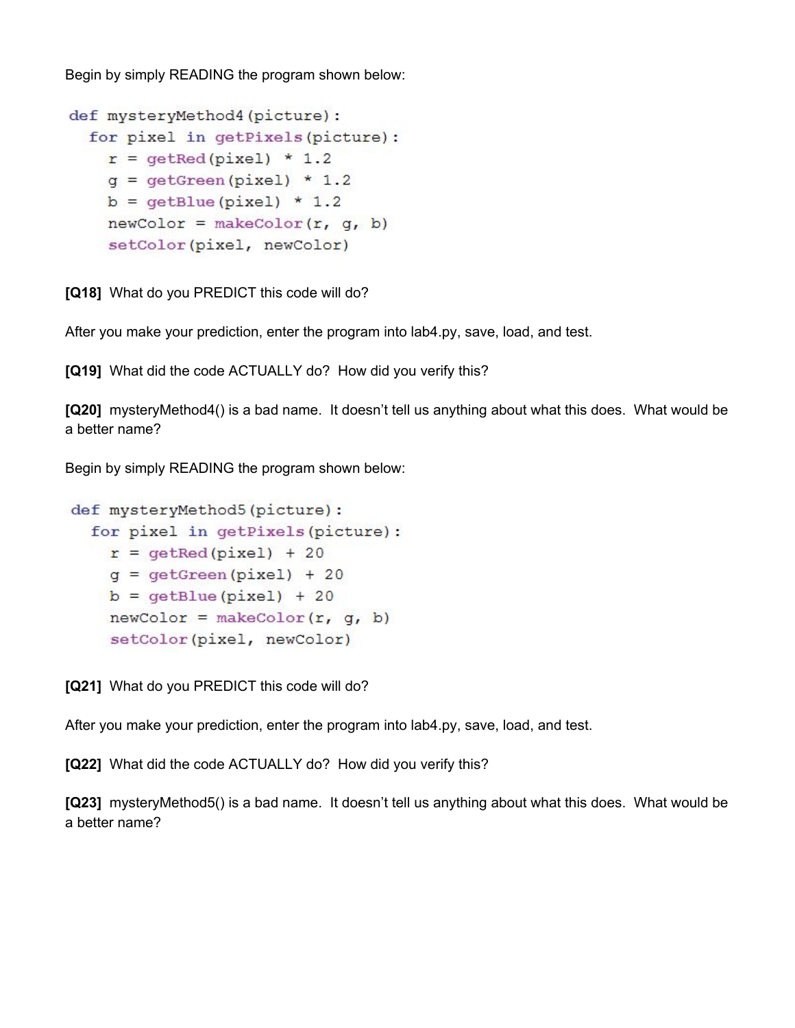Begin by simply READING the program shown below:

```
def mysteryMethod4(picture):
  for pixel in getPixels(picture):
    r = getRed(pixel) * 1.2
    g = getGreen(pixel) * 1.2
    b = getBlue(pixel) * 1.2
    newColor = makeColor(r, g, b)
    setColor(pixel, newColor)
```

**[Q18]** What do you PREDICT this code will do?

After you make your prediction, enter the program into lab4.py, save, load, and test.

**[Q19]** What did the code ACTUALLY do? How did you verify this?

**[Q20]** mysteryMethod4() is a bad name. It doesn't tell us anything about what this does. What would be a better name?

Begin by simply READING the program shown below:

```
def mysteryMethod5(picture):
  for pixel in getPixels(picture):
    r = getRed(pixel) + 20
    g = getGreen(pixel) + 20
    b = getBlue(pixel) + 20
    newColor = makeColor(r, g, b)
    setColor(pixel, newColor)
```

**[Q21]** What do you PREDICT this code will do?

After you make your prediction, enter the program into lab4.py, save, load, and test.

**[Q22]** What did the code ACTUALLY do? How did you verify this?

**[Q23]** mysteryMethod5() is a bad name. It doesn't tell us anything about what this does. What would be a better name?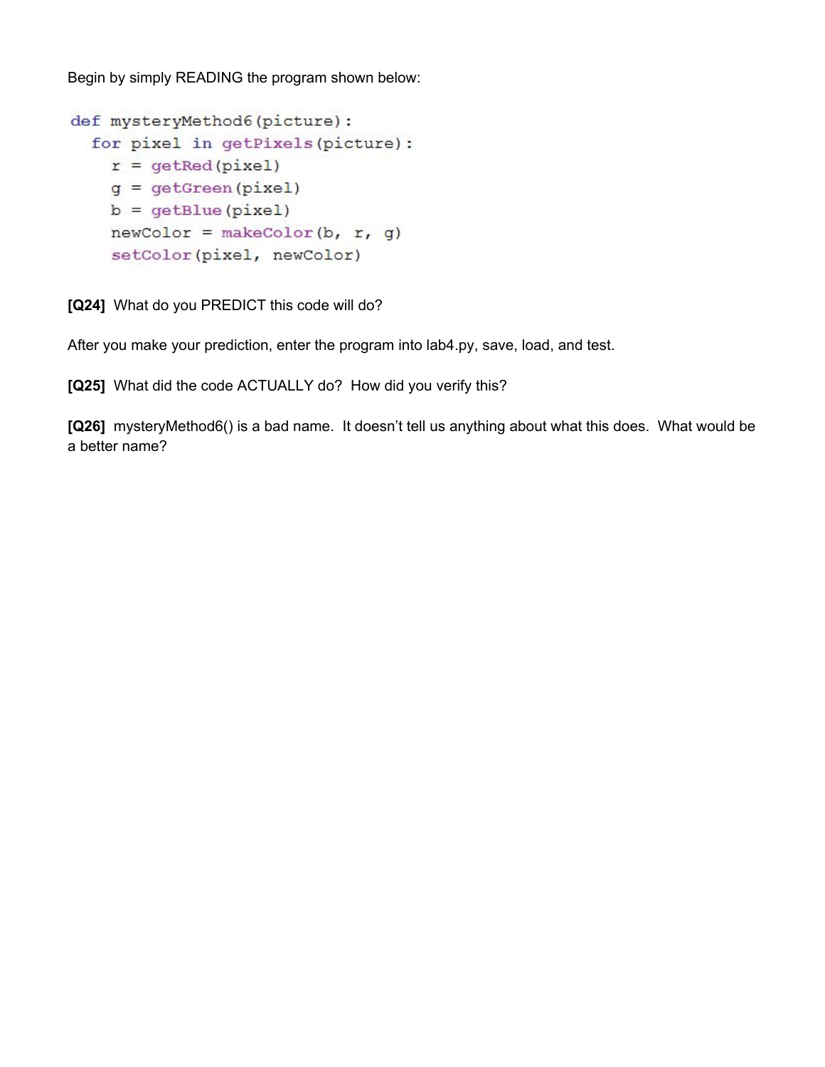Begin by simply READING the program shown below:

```
def mysteryMethod6(picture):
  for pixel in getPixels(picture):
    r = getRed(pixel)
    g = getGreen(pixel)
    b = getBlue(pixel)
    newColor = makeColor(b, r, g)
    setColor(pixel, newColor)
```

**[Q24]** What do you PREDICT this code will do?

After you make your prediction, enter the program into lab4.py, save, load, and test.

**[Q25]** What did the code ACTUALLY do? How did you verify this?

**[Q26]** mysteryMethod6() is a bad name. It doesn't tell us anything about what this does. What would be a better name?